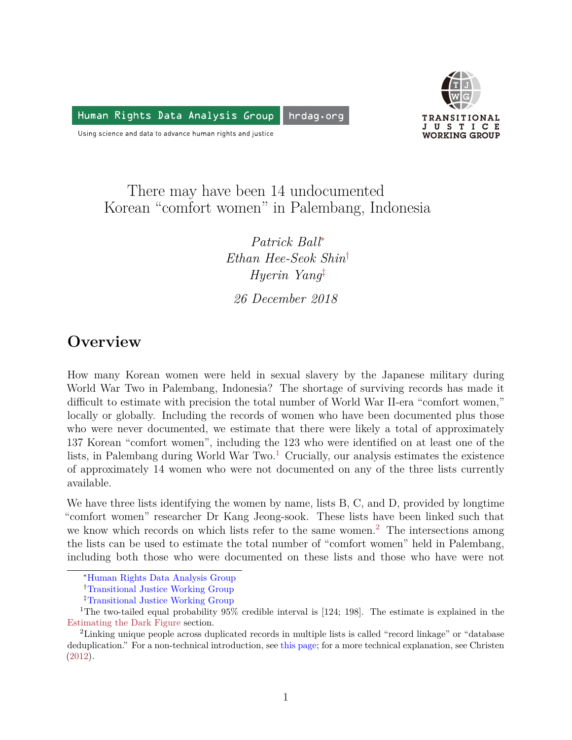Human Rights Data Analysis Group | hrdag.org

Using science and data to advance human rights and justice

TRANSITIONAL JUSTICE WORKING GROUP

# There may have been 14 undocumented Korean "comfort women" in Palembang, Indonesia

*Patrick Ball*[*]
*Ethan Hee-Seok Shin*[†]
*Hyerin Yang*[‡]

*26 December 2018*

## Overview

How many Korean women were held in sexual slavery by the Japanese military during World War Two in Palembang, Indonesia? The shortage of surviving records has made it difficult to estimate with precision the total number of World War II-era "comfort women," locally or globally. Including the records of women who have been documented plus those who were never documented, we estimate that there were likely a total of approximately 137 Korean "comfort women", including the 123 who were identified on at least one of the lists, in Palembang during World War Two.[1] Crucially, our analysis estimates the existence of approximately 14 women who were not documented on any of the three lists currently available.

We have three lists identifying the women by name, lists B, C, and D, provided by longtime "comfort women" researcher Dr Kang Jeong-sook. These lists have been linked such that we know which records on which lists refer to the same women.[2] The intersections among the lists can be used to estimate the total number of "comfort women" held in Palembang, including both those who were documented on these lists and those who have were not

---

[*] Human Rights Data Analysis Group

[†] Transitional Justice Working Group

[‡] Transitional Justice Working Group

[1] The two-tailed equal probability 95% credible interval is [124; 198]. The estimate is explained in the Estimating the Dark Figure section.

[2] Linking unique people across duplicated records in multiple lists is called "record linkage" or "database deduplication." For a non-technical introduction, see this page; for a more technical explanation, see Christen (2012).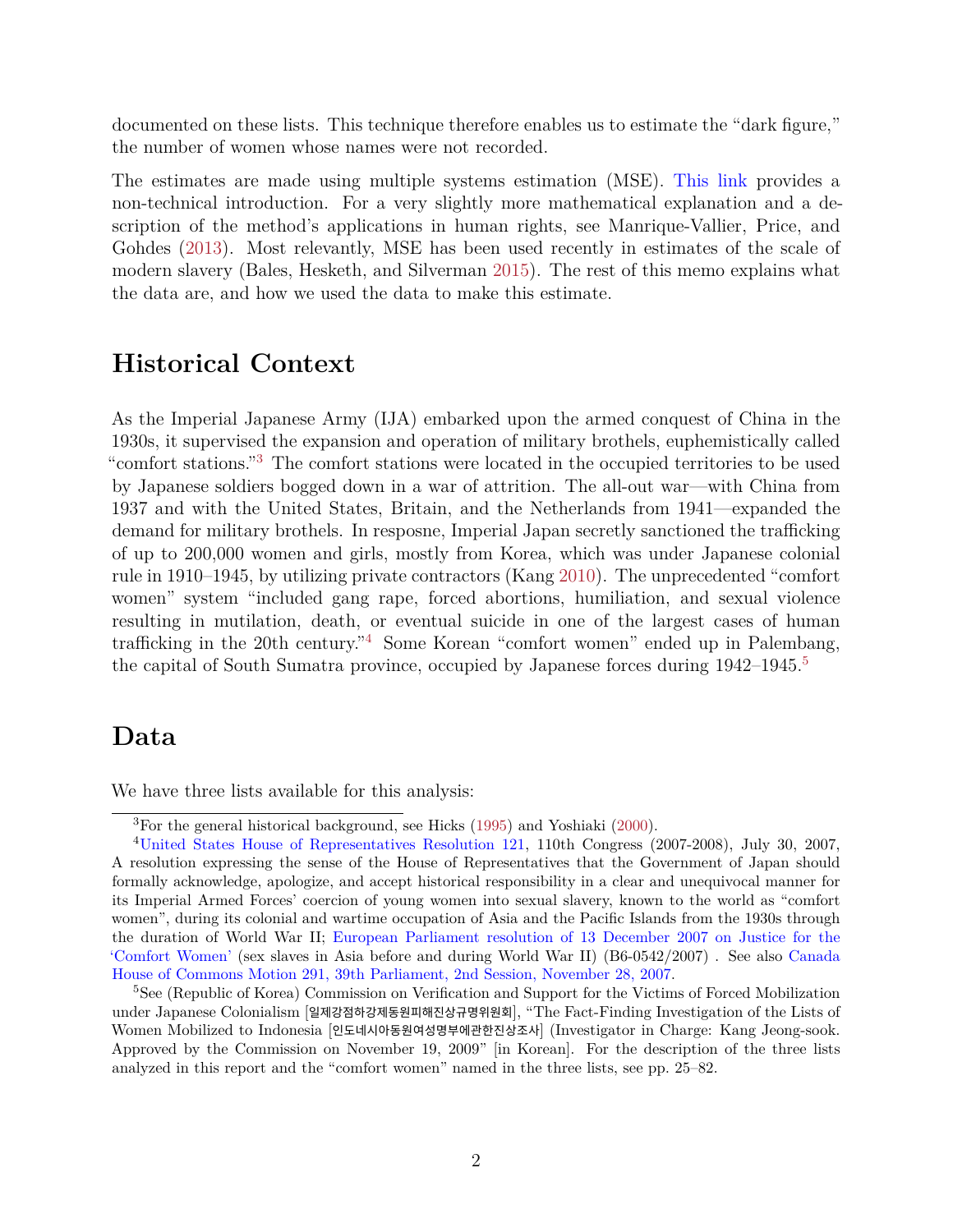documented on these lists. This technique therefore enables us to estimate the "dark figure," the number of women whose names were not recorded.

The estimates are made using multiple systems estimation (MSE). This link provides a non-technical introduction. For a very slightly more mathematical explanation and a description of the method's applications in human rights, see Manrique-Vallier, Price, and Gohdes (2013). Most relevantly, MSE has been used recently in estimates of the scale of modern slavery (Bales, Hesketh, and Silverman 2015). The rest of this memo explains what the data are, and how we used the data to make this estimate.

## Historical Context

As the Imperial Japanese Army (IJA) embarked upon the armed conquest of China in the 1930s, it supervised the expansion and operation of military brothels, euphemistically called "comfort stations."[3] The comfort stations were located in the occupied territories to be used by Japanese soldiers bogged down in a war of attrition. The all-out war—with China from 1937 and with the United States, Britain, and the Netherlands from 1941—expanded the demand for military brothels. In resposne, Imperial Japan secretly sanctioned the trafficking of up to 200,000 women and girls, mostly from Korea, which was under Japanese colonial rule in 1910–1945, by utilizing private contractors (Kang 2010). The unprecedented "comfort women" system "included gang rape, forced abortions, humiliation, and sexual violence resulting in mutilation, death, or eventual suicide in one of the largest cases of human trafficking in the 20th century."[4] Some Korean "comfort women" ended up in Palembang, the capital of South Sumatra province, occupied by Japanese forces during 1942–1945.[5]

## Data

We have three lists available for this analysis:

---

[3] For the general historical background, see Hicks (1995) and Yoshiaki (2000).

[4] United States House of Representatives Resolution 121, 110th Congress (2007-2008), July 30, 2007, A resolution expressing the sense of the House of Representatives that the Government of Japan should formally acknowledge, apologize, and accept historical responsibility in a clear and unequivocal manner for its Imperial Armed Forces' coercion of young women into sexual slavery, known to the world as "comfort women", during its colonial and wartime occupation of Asia and the Pacific Islands from the 1930s through the duration of World War II; European Parliament resolution of 13 December 2007 on Justice for the 'Comfort Women' (sex slaves in Asia before and during World War II) (B6-0542/2007) . See also Canada House of Commons Motion 291, 39th Parliament, 2nd Session, November 28, 2007.

[5] See (Republic of Korea) Commission on Verification and Support for the Victims of Forced Mobilization under Japanese Colonialism [일제강점하강제동원피해진상규명위원회], "The Fact-Finding Investigation of the Lists of Women Mobilized to Indonesia [인도네시아동원여성명부에관한진상조사] (Investigator in Charge: Kang Jeong-sook. Approved by the Commission on November 19, 2009" [in Korean]. For the description of the three lists analyzed in this report and the "comfort women" named in the three lists, see pp. 25–82.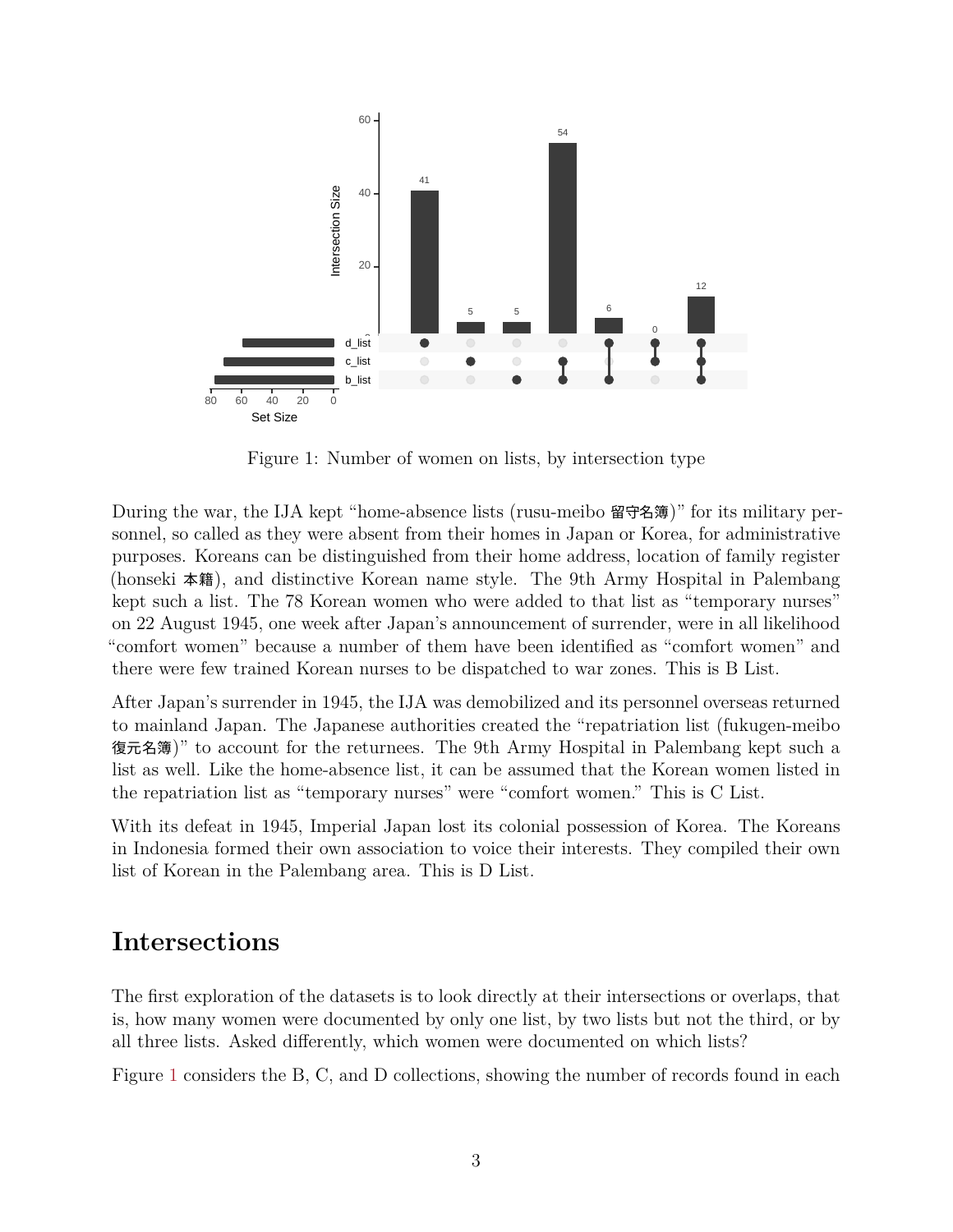Figure 1: Number of women on lists, by intersection type

During the war, the IJA kept "home-absence lists (rusu-meibo 留守名簿)" for its military personnel, so called as they were absent from their homes in Japan or Korea, for administrative purposes. Koreans can be distinguished from their home address, location of family register (honseki 本籍), and distinctive Korean name style. The 9th Army Hospital in Palembang kept such a list. The 78 Korean women who were added to that list as "temporary nurses" on 22 August 1945, one week after Japan's announcement of surrender, were in all likelihood "comfort women" because a number of them have been identified as "comfort women" and there were few trained Korean nurses to be dispatched to war zones. This is B List.

After Japan's surrender in 1945, the IJA was demobilized and its personnel overseas returned to mainland Japan. The Japanese authorities created the "repatriation list (fukugen-meibo 復元名簿)" to account for the returnees. The 9th Army Hospital in Palembang kept such a list as well. Like the home-absence list, it can be assumed that the Korean women listed in the repatriation list as "temporary nurses" were "comfort women." This is C List.

With its defeat in 1945, Imperial Japan lost its colonial possession of Korea. The Koreans in Indonesia formed their own association to voice their interests. They compiled their own list of Korean in the Palembang area. This is D List.

## Intersections

The first exploration of the datasets is to look directly at their intersections or overlaps, that is, how many women were documented by only one list, by two lists but not the third, or by all three lists. Asked differently, which women were documented on which lists?

Figure 1 considers the B, C, and D collections, showing the number of records found in each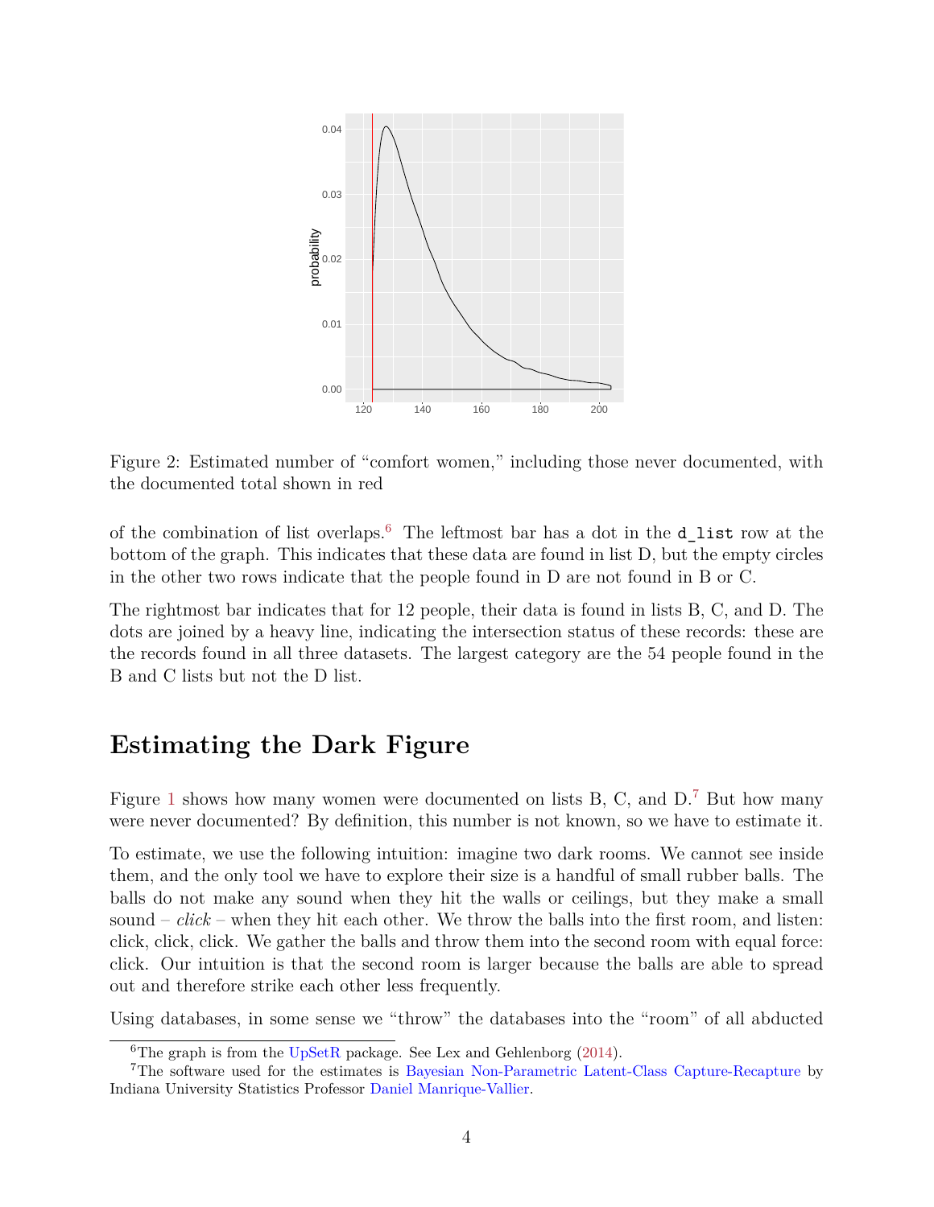Figure 2: Estimated number of "comfort women," including those never documented, with the documented total shown in red

of the combination of list overlaps.[6] The leftmost bar has a dot in the `d_list` row at the bottom of the graph. This indicates that these data are found in list D, but the empty circles in the other two rows indicate that the people found in D are not found in B or C.

The rightmost bar indicates that for 12 people, their data is found in lists B, C, and D. The dots are joined by a heavy line, indicating the intersection status of these records: these are the records found in all three datasets. The largest category are the 54 people found in the B and C lists but not the D list.

## Estimating the Dark Figure

Figure 1 shows how many women were documented on lists B, C, and D.[7] But how many were never documented? By definition, this number is not known, so we have to estimate it.

To estimate, we use the following intuition: imagine two dark rooms. We cannot see inside them, and the only tool we have to explore their size is a handful of small rubber balls. The balls do not make any sound when they hit the walls or ceilings, but they make a small sound – *click* – when they hit each other. We throw the balls into the first room, and listen: click, click, click. We gather the balls and throw them into the second room with equal force: click. Our intuition is that the second room is larger because the balls are able to spread out and therefore strike each other less frequently.

Using databases, in some sense we "throw" the databases into the "room" of all abducted

[6] The graph is from the UpSetR package. See Lex and Gehlenborg (2014).

[7] The software used for the estimates is Bayesian Non-Parametric Latent-Class Capture-Recapture by Indiana University Statistics Professor Daniel Manrique-Vallier.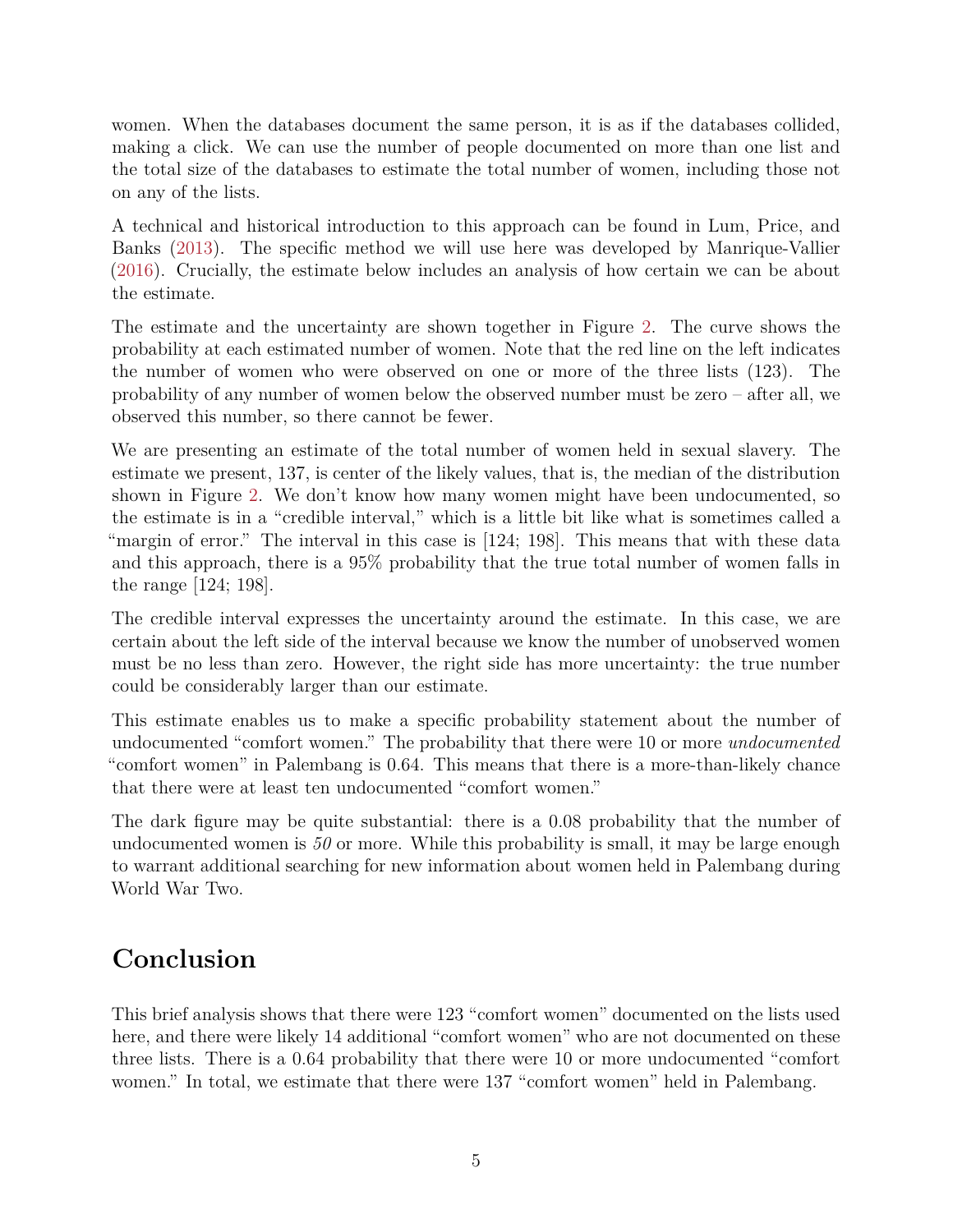women. When the databases document the same person, it is as if the databases collided, making a click. We can use the number of people documented on more than one list and the total size of the databases to estimate the total number of women, including those not on any of the lists.

A technical and historical introduction to this approach can be found in Lum, Price, and Banks (2013). The specific method we will use here was developed by Manrique-Vallier (2016). Crucially, the estimate below includes an analysis of how certain we can be about the estimate.

The estimate and the uncertainty are shown together in Figure 2. The curve shows the probability at each estimated number of women. Note that the red line on the left indicates the number of women who were observed on one or more of the three lists (123). The probability of any number of women below the observed number must be zero – after all, we observed this number, so there cannot be fewer.

We are presenting an estimate of the total number of women held in sexual slavery. The estimate we present, 137, is center of the likely values, that is, the median of the distribution shown in Figure 2. We don't know how many women might have been undocumented, so the estimate is in a "credible interval," which is a little bit like what is sometimes called a "margin of error." The interval in this case is [124; 198]. This means that with these data and this approach, there is a 95% probability that the true total number of women falls in the range [124; 198].

The credible interval expresses the uncertainty around the estimate. In this case, we are certain about the left side of the interval because we know the number of unobserved women must be no less than zero. However, the right side has more uncertainty: the true number could be considerably larger than our estimate.

This estimate enables us to make a specific probability statement about the number of undocumented "comfort women." The probability that there were 10 or more *undocumented* "comfort women" in Palembang is 0.64. This means that there is a more-than-likely chance that there were at least ten undocumented "comfort women."

The dark figure may be quite substantial: there is a 0.08 probability that the number of undocumented women is *50* or more. While this probability is small, it may be large enough to warrant additional searching for new information about women held in Palembang during World War Two.

## Conclusion

This brief analysis shows that there were 123 "comfort women" documented on the lists used here, and there were likely 14 additional "comfort women" who are not documented on these three lists. There is a 0.64 probability that there were 10 or more undocumented "comfort women." In total, we estimate that there were 137 "comfort women" held in Palembang.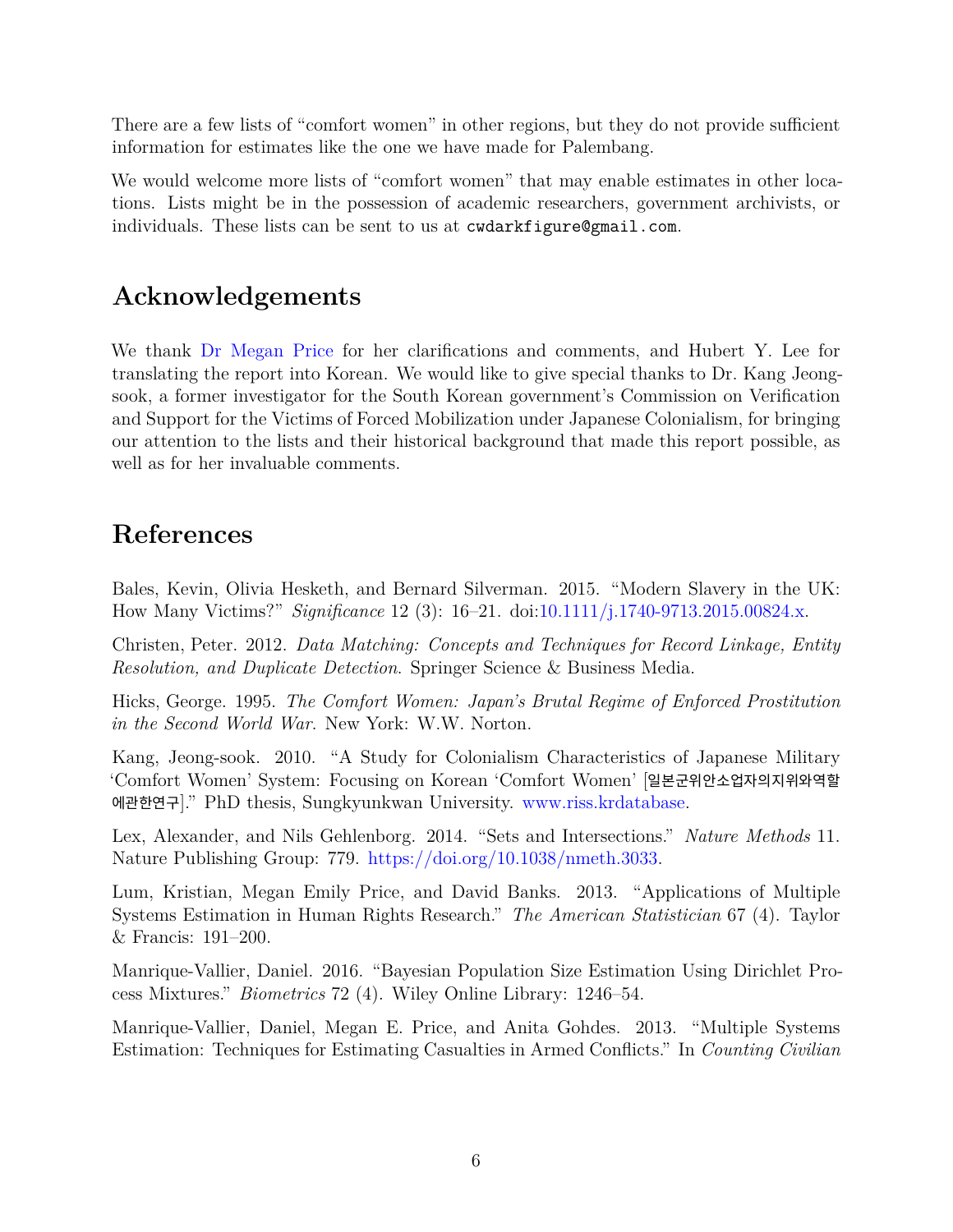There are a few lists of "comfort women" in other regions, but they do not provide sufficient information for estimates like the one we have made for Palembang.

We would welcome more lists of "comfort women" that may enable estimates in other locations. Lists might be in the possession of academic researchers, government archivists, or individuals. These lists can be sent to us at `cwdarkfigure@gmail.com`.

## Acknowledgements

We thank Dr Megan Price for her clarifications and comments, and Hubert Y. Lee for translating the report into Korean. We would like to give special thanks to Dr. Kang Jeong-sook, a former investigator for the South Korean government's Commission on Verification and Support for the Victims of Forced Mobilization under Japanese Colonialism, for bringing our attention to the lists and their historical background that made this report possible, as well as for her invaluable comments.

## References

Bales, Kevin, Olivia Hesketh, and Bernard Silverman. 2015. "Modern Slavery in the UK: How Many Victims?" *Significance* 12 (3): 16–21. doi:10.1111/j.1740-9713.2015.00824.x.

Christen, Peter. 2012. *Data Matching: Concepts and Techniques for Record Linkage, Entity Resolution, and Duplicate Detection*. Springer Science & Business Media.

Hicks, George. 1995. *The Comfort Women: Japan's Brutal Regime of Enforced Prostitution in the Second World War*. New York: W.W. Norton.

Kang, Jeong-sook. 2010. "A Study for Colonialism Characteristics of Japanese Military 'Comfort Women' System: Focusing on Korean 'Comfort Women' [일본군위안소업자의지위와역할에관한연구]." PhD thesis, Sungkyunkwan University. www.riss.krdatabase.

Lex, Alexander, and Nils Gehlenborg. 2014. "Sets and Intersections." *Nature Methods* 11. Nature Publishing Group: 779. https://doi.org/10.1038/nmeth.3033.

Lum, Kristian, Megan Emily Price, and David Banks. 2013. "Applications of Multiple Systems Estimation in Human Rights Research." *The American Statistician* 67 (4). Taylor & Francis: 191–200.

Manrique-Vallier, Daniel. 2016. "Bayesian Population Size Estimation Using Dirichlet Process Mixtures." *Biometrics* 72 (4). Wiley Online Library: 1246–54.

Manrique-Vallier, Daniel, Megan E. Price, and Anita Gohdes. 2013. "Multiple Systems Estimation: Techniques for Estimating Casualties in Armed Conflicts." In *Counting Civilian*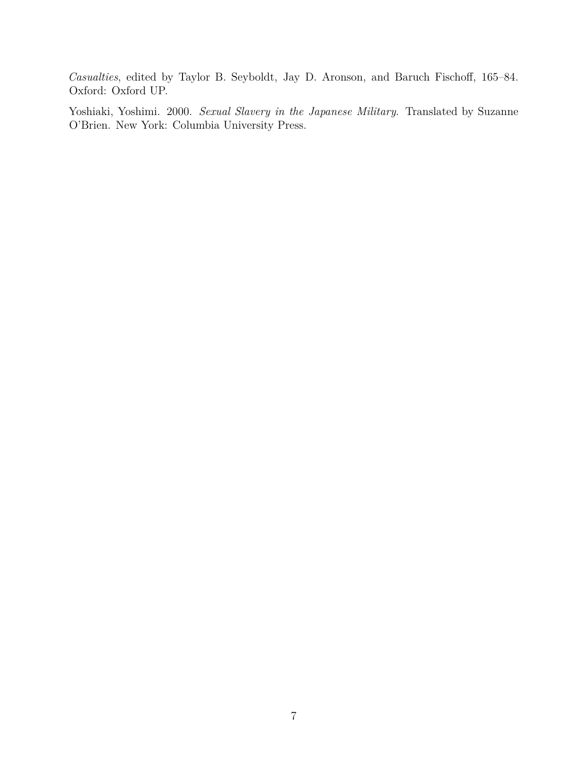*Casualties*, edited by Taylor B. Seyboldt, Jay D. Aronson, and Baruch Fischoff, 165–84. Oxford: Oxford UP.

Yoshiaki, Yoshimi. 2000. *Sexual Slavery in the Japanese Military*. Translated by Suzanne O'Brien. New York: Columbia University Press.